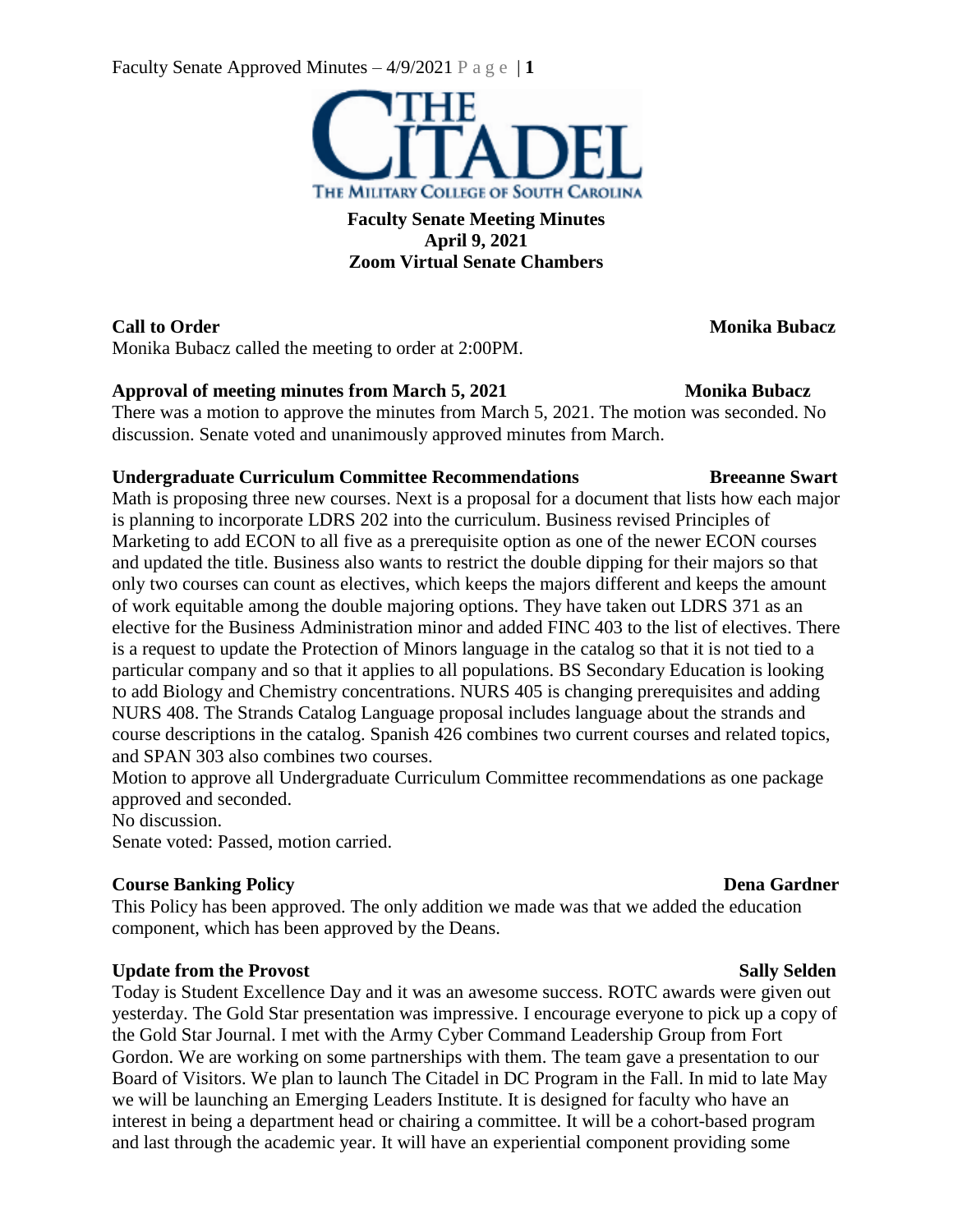**Faculty Senate Meeting Minutes**
**April 9, 2021**
**Zoom Virtual Senate Chambers**

**Call to Order** **Monika Bubacz**

Monika Bubacz called the meeting to order at 2:00PM.

**Approval of meeting minutes from March 5, 2021** **Monika Bubacz**

There was a motion to approve the minutes from March 5, 2021. The motion was seconded. No discussion. Senate voted and unanimously approved minutes from March.

**Undergraduate Curriculum Committee Recommendations** **Breeanne Swart**

Math is proposing three new courses. Next is a proposal for a document that lists how each major is planning to incorporate LDRS 202 into the curriculum. Business revised Principles of Marketing to add ECON to all five as a prerequisite option as one of the newer ECON courses and updated the title. Business also wants to restrict the double dipping for their majors so that only two courses can count as electives, which keeps the majors different and keeps the amount of work equitable among the double majoring options. They have taken out LDRS 371 as an elective for the Business Administration minor and added FINC 403 to the list of electives. There is a request to update the Protection of Minors language in the catalog so that it is not tied to a particular company and so that it applies to all populations. BS Secondary Education is looking to add Biology and Chemistry concentrations. NURS 405 is changing prerequisites and adding NURS 408. The Strands Catalog Language proposal includes language about the strands and course descriptions in the catalog. Spanish 426 combines two current courses and related topics, and SPAN 303 also combines two courses.

Motion to approve all Undergraduate Curriculum Committee recommendations as one package approved and seconded.

No discussion.

Senate voted: Passed, motion carried.

**Course Banking Policy** **Dena Gardner**

This Policy has been approved. The only addition we made was that we added the education component, which has been approved by the Deans.

**Update from the Provost** **Sally Selden**

Today is Student Excellence Day and it was an awesome success. ROTC awards were given out yesterday. The Gold Star presentation was impressive. I encourage everyone to pick up a copy of the Gold Star Journal. I met with the Army Cyber Command Leadership Group from Fort Gordon. We are working on some partnerships with them. The team gave a presentation to our Board of Visitors. We plan to launch The Citadel in DC Program in the Fall. In mid to late May we will be launching an Emerging Leaders Institute. It is designed for faculty who have an interest in being a department head or chairing a committee. It will be a cohort-based program and last through the academic year. It will have an experiential component providing some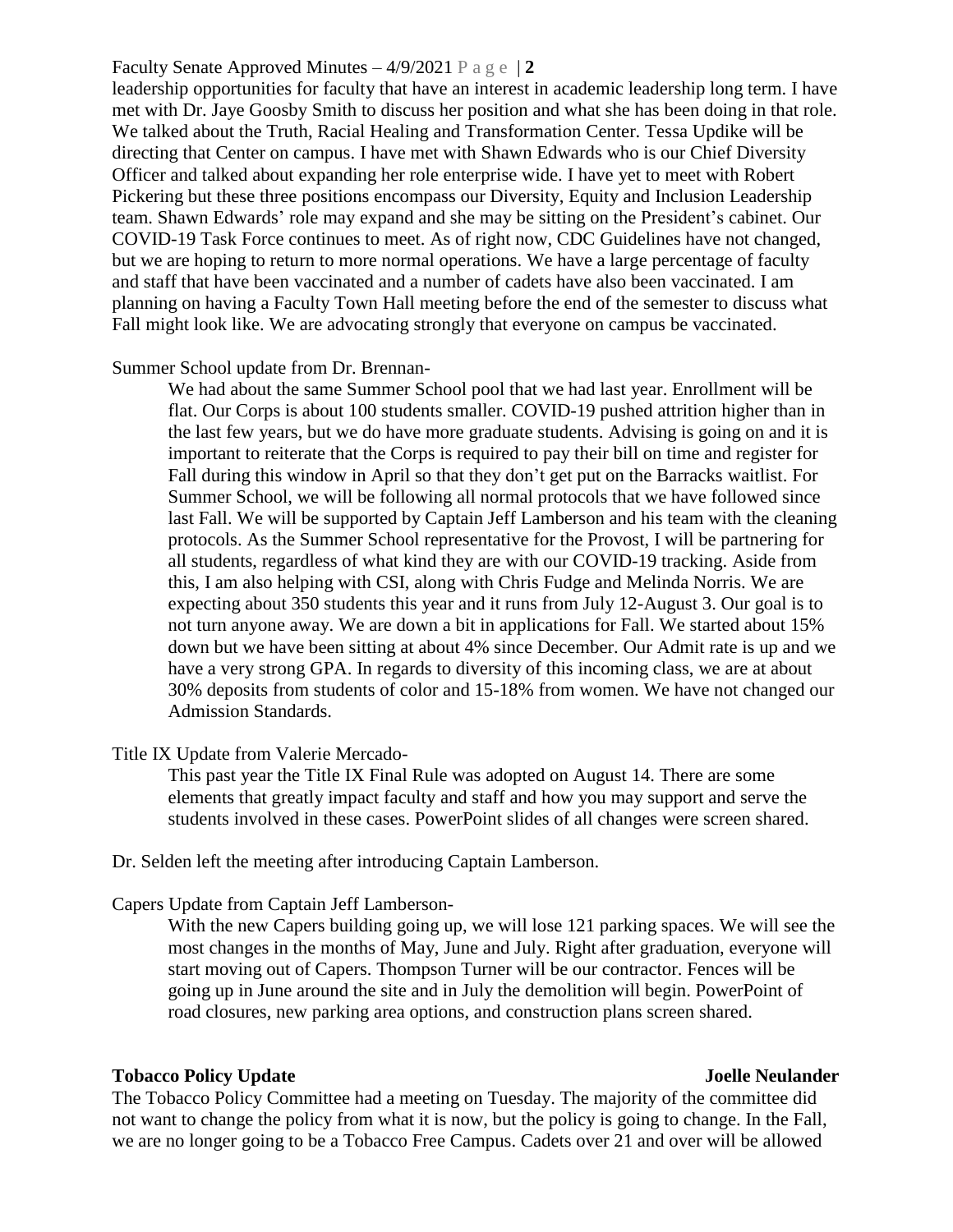leadership opportunities for faculty that have an interest in academic leadership long term. I have met with Dr. Jaye Goosby Smith to discuss her position and what she has been doing in that role. We talked about the Truth, Racial Healing and Transformation Center. Tessa Updike will be directing that Center on campus. I have met with Shawn Edwards who is our Chief Diversity Officer and talked about expanding her role enterprise wide. I have yet to meet with Robert Pickering but these three positions encompass our Diversity, Equity and Inclusion Leadership team. Shawn Edwards' role may expand and she may be sitting on the President's cabinet. Our COVID-19 Task Force continues to meet. As of right now, CDC Guidelines have not changed, but we are hoping to return to more normal operations. We have a large percentage of faculty and staff that have been vaccinated and a number of cadets have also been vaccinated. I am planning on having a Faculty Town Hall meeting before the end of the semester to discuss what Fall might look like. We are advocating strongly that everyone on campus be vaccinated.

Summer School update from Dr. Brennan-

> We had about the same Summer School pool that we had last year. Enrollment will be flat. Our Corps is about 100 students smaller. COVID-19 pushed attrition higher than in the last few years, but we do have more graduate students. Advising is going on and it is important to reiterate that the Corps is required to pay their bill on time and register for Fall during this window in April so that they don't get put on the Barracks waitlist. For Summer School, we will be following all normal protocols that we have followed since last Fall. We will be supported by Captain Jeff Lamberson and his team with the cleaning protocols. As the Summer School representative for the Provost, I will be partnering for all students, regardless of what kind they are with our COVID-19 tracking. Aside from this, I am also helping with CSI, along with Chris Fudge and Melinda Norris. We are expecting about 350 students this year and it runs from July 12-August 3. Our goal is to not turn anyone away. We are down a bit in applications for Fall. We started about 15% down but we have been sitting at about 4% since December. Our Admit rate is up and we have a very strong GPA. In regards to diversity of this incoming class, we are at about 30% deposits from students of color and 15-18% from women. We have not changed our Admission Standards.

Title IX Update from Valerie Mercado-

> This past year the Title IX Final Rule was adopted on August 14. There are some elements that greatly impact faculty and staff and how you may support and serve the students involved in these cases. PowerPoint slides of all changes were screen shared.

Dr. Selden left the meeting after introducing Captain Lamberson.

Capers Update from Captain Jeff Lamberson-

> With the new Capers building going up, we will lose 121 parking spaces. We will see the most changes in the months of May, June and July. Right after graduation, everyone will start moving out of Capers. Thompson Turner will be our contractor. Fences will be going up in June around the site and in July the demolition will begin. PowerPoint of road closures, new parking area options, and construction plans screen shared.

**Tobacco Policy Update** **Joelle Neulander**

The Tobacco Policy Committee had a meeting on Tuesday. The majority of the committee did not want to change the policy from what it is now, but the policy is going to change. In the Fall, we are no longer going to be a Tobacco Free Campus. Cadets over 21 and over will be allowed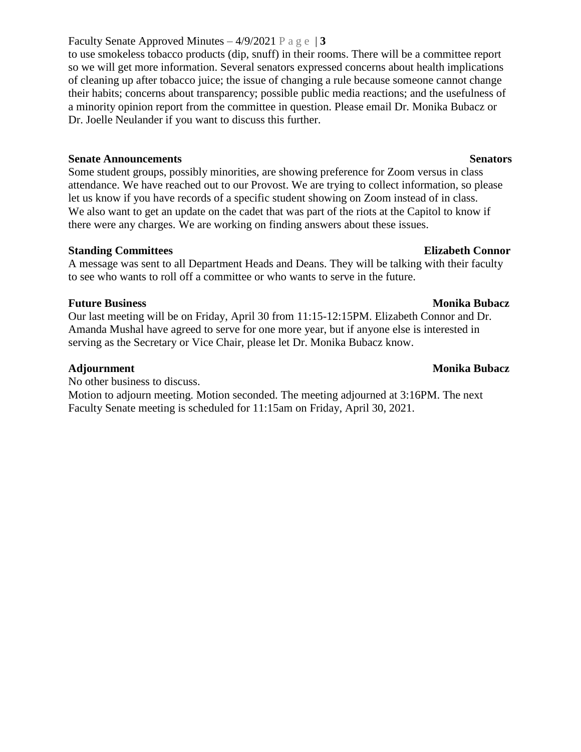to use smokeless tobacco products (dip, snuff) in their rooms. There will be a committee report so we will get more information. Several senators expressed concerns about health implications of cleaning up after tobacco juice; the issue of changing a rule because someone cannot change their habits; concerns about transparency; possible public media reactions; and the usefulness of a minority opinion report from the committee in question. Please email Dr. Monika Bubacz or Dr. Joelle Neulander if you want to discuss this further.

**Senate Announcements** **Senators**

Some student groups, possibly minorities, are showing preference for Zoom versus in class attendance. We have reached out to our Provost. We are trying to collect information, so please let us know if you have records of a specific student showing on Zoom instead of in class. We also want to get an update on the cadet that was part of the riots at the Capitol to know if there were any charges. We are working on finding answers about these issues.

**Standing Committees** **Elizabeth Connor**

A message was sent to all Department Heads and Deans. They will be talking with their faculty to see who wants to roll off a committee or who wants to serve in the future.

**Future Business** **Monika Bubacz**

Our last meeting will be on Friday, April 30 from 11:15-12:15PM. Elizabeth Connor and Dr. Amanda Mushal have agreed to serve for one more year, but if anyone else is interested in serving as the Secretary or Vice Chair, please let Dr. Monika Bubacz know.

**Adjournment** **Monika Bubacz**

No other business to discuss.
Motion to adjourn meeting. Motion seconded. The meeting adjourned at 3:16PM. The next Faculty Senate meeting is scheduled for 11:15am on Friday, April 30, 2021.